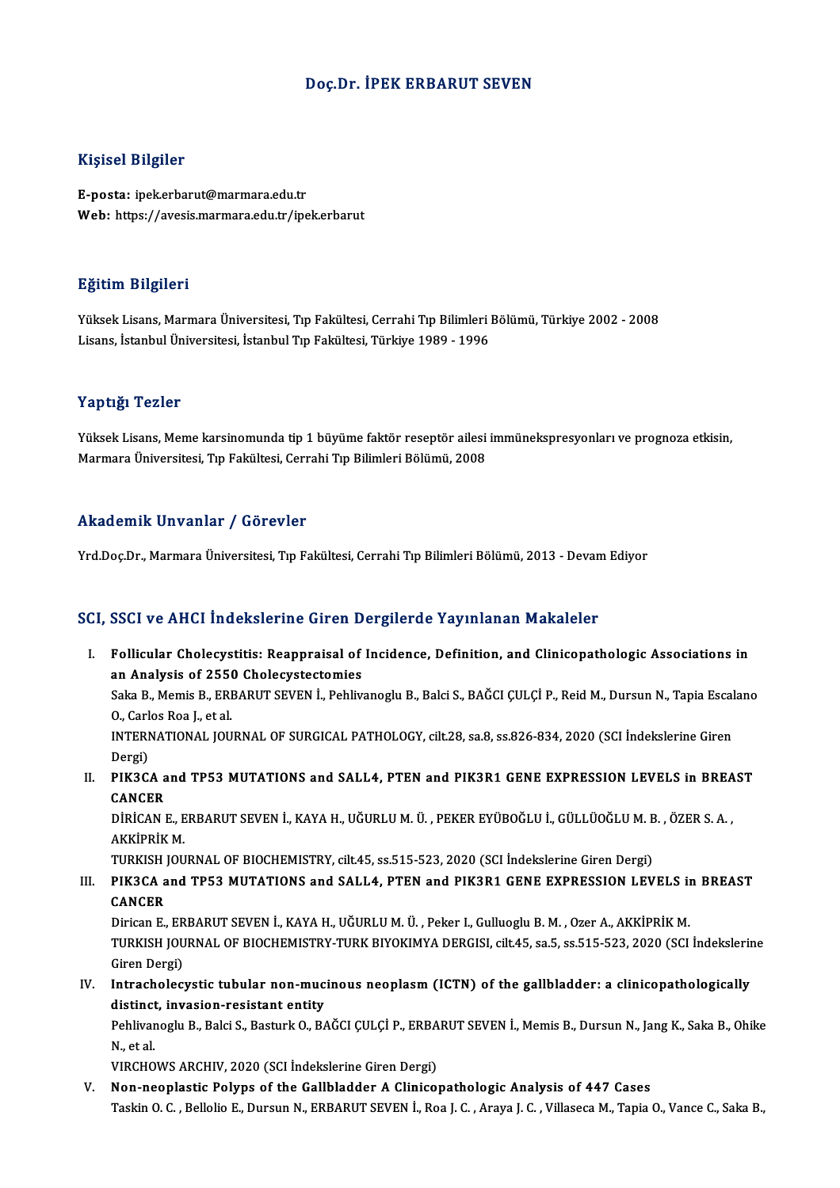# Doç.Dr. İPEK ERBARUT SEVEN

## Kişisel Bilgiler

**E-posta:** ipek.erbarut@marmara.edu.tr
**Web:** https://avesis.marmara.edu.tr/ipek.erbarut

## Eğitim Bilgileri

Yüksek Lisans, Marmara Üniversitesi, Tıp Fakültesi, Cerrahi Tıp Bilimleri Bölümü, Türkiye 2002 - 2008
Lisans, İstanbul Üniversitesi, İstanbul Tıp Fakültesi, Türkiye 1989 - 1996

## Yaptığı Tezler

Yüksek Lisans, Meme karsinomunda tip 1 büyüme faktör reseptör ailesi immünekspresyonları ve prognoza etkisin, Marmara Üniversitesi, Tıp Fakültesi, Cerrahi Tıp Bilimleri Bölümü, 2008

## Akademik Unvanlar / Görevler

Yrd.Doç.Dr., Marmara Üniversitesi, Tıp Fakültesi, Cerrahi Tıp Bilimleri Bölümü, 2013 - Devam Ediyor

## SCI, SSCI ve AHCI İndekslerine Giren Dergilerde Yayınlanan Makaleler

I. **Follicular Cholecystitis: Reappraisal of Incidence, Definition, and Clinicopathologic Associations in an Analysis of 2550 Cholecystectomies**
Saka B., Memis B., ERBARUT SEVEN İ., Pehlivanoglu B., Balci S., BAĞCI ÇULÇİ P., Reid M., Dursun N., Tapia Escalano O., Carlos Roa J., et al.
INTERNATIONAL JOURNAL OF SURGICAL PATHOLOGY, cilt.28, sa.8, ss.826-834, 2020 (SCI İndekslerine Giren Dergi)

II. **PIK3CA and TP53 MUTATIONS and SALL4, PTEN and PIK3R1 GENE EXPRESSION LEVELS in BREAST CANCER**
DİRİCAN E., ERBARUT SEVEN İ., KAYA H., UĞURLU M. Ü. , PEKER EYÜBOĞLU İ., GÜLLÜOĞLU M. B. , ÖZER S. A. , AKKİPRİK M.
TURKISH JOURNAL OF BIOCHEMISTRY, cilt.45, ss.515-523, 2020 (SCI İndekslerine Giren Dergi)

III. **PIK3CA and TP53 MUTATIONS and SALL4, PTEN and PIK3R1 GENE EXPRESSION LEVELS in BREAST CANCER**
Dirican E., ERBARUT SEVEN İ., KAYA H., UĞURLU M. Ü. , Peker I., Gulluoglu B. M. , Ozer A., AKKİPRİK M.
TURKISH JOURNAL OF BIOCHEMISTRY-TURK BIYOKIMYA DERGISI, cilt.45, sa.5, ss.515-523, 2020 (SCI İndekslerine Giren Dergi)

IV. **Intracholecystic tubular non-mucinous neoplasm (ICTN) of the gallbladder: a clinicopathologically distinct, invasion-resistant entity**
Pehlivanoglu B., Balci S., Basturk O., BAĞCI ÇULÇİ P., ERBARUT SEVEN İ., Memis B., Dursun N., Jang K., Saka B., Ohike N., et al.
VIRCHOWS ARCHIV, 2020 (SCI İndekslerine Giren Dergi)

V. **Non-neoplastic Polyps of the Gallbladder A Clinicopathologic Analysis of 447 Cases**
Taskin O. C. , Bellolio E., Dursun N., ERBARUT SEVEN İ., Roa J. C. , Araya J. C. , Villaseca M., Tapia O., Vance C., Saka B.,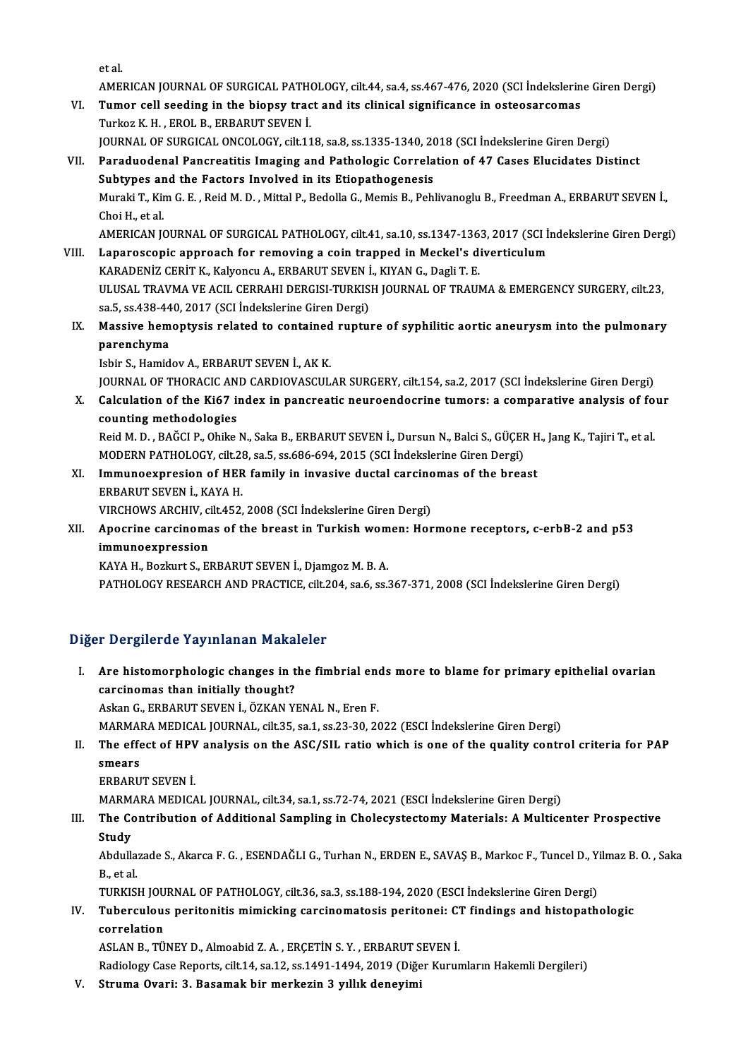et al.

AMERICAN JOURNAL OF SURGICAL PATHOLOGY, cilt.44, sa.4, ss.467-476, 2020 (SCI İndekslerine Giren Dergi)

VI. **Tumor cell seeding in the biopsy tract and its clinical significance in osteosarcomas**
Turkoz K. H. , EROL B., ERBARUT SEVEN İ.
JOURNAL OF SURGICAL ONCOLOGY, cilt.118, sa.8, ss.1335-1340, 2018 (SCI İndekslerine Giren Dergi)

VII. **Paraduodenal Pancreatitis Imaging and Pathologic Correlation of 47 Cases Elucidates Distinct Subtypes and the Factors Involved in its Etiopathogenesis**
Muraki T., Kim G. E. , Reid M. D. , Mittal P., Bedolla G., Memis B., Pehlivanoglu B., Freedman A., ERBARUT SEVEN İ., Choi H., et al.
AMERICAN JOURNAL OF SURGICAL PATHOLOGY, cilt.41, sa.10, ss.1347-1363, 2017 (SCI İndekslerine Giren Dergi)

VIII. **Laparoscopic approach for removing a coin trapped in Meckel's diverticulum**
KARADENİZ CERİT K., Kalyoncu A., ERBARUT SEVEN İ., KIYAN G., Dagli T. E.
ULUSAL TRAVMA VE ACIL CERRAHI DERGISI-TURKISH JOURNAL OF TRAUMA & EMERGENCY SURGERY, cilt.23, sa.5, ss.438-440, 2017 (SCI İndekslerine Giren Dergi)

IX. **Massive hemoptysis related to contained rupture of syphilitic aortic aneurysm into the pulmonary parenchyma**
Isbir S., Hamidov A., ERBARUT SEVEN İ., AK K.
JOURNAL OF THORACIC AND CARDIOVASCULAR SURGERY, cilt.154, sa.2, 2017 (SCI İndekslerine Giren Dergi)

X. **Calculation of the Ki67 index in pancreatic neuroendocrine tumors: a comparative analysis of four counting methodologies**
Reid M. D. , BAĞCI P., Ohike N., Saka B., ERBARUT SEVEN İ., Dursun N., Balci S., GÜÇER H., Jang K., Tajiri T., et al.
MODERN PATHOLOGY, cilt.28, sa.5, ss.686-694, 2015 (SCI İndekslerine Giren Dergi)

XI. **Immunoexpresion of HER family in invasive ductal carcinomas of the breast**
ERBARUT SEVEN İ., KAYA H.
VIRCHOWS ARCHIV, cilt.452, 2008 (SCI İndekslerine Giren Dergi)

XII. **Apocrine carcinomas of the breast in Turkish women: Hormone receptors, c-erbB-2 and p53 immunoexpression**
KAYA H., Bozkurt S., ERBARUT SEVEN İ., Djamgoz M. B. A.
PATHOLOGY RESEARCH AND PRACTICE, cilt.204, sa.6, ss.367-371, 2008 (SCI İndekslerine Giren Dergi)

## Diğer Dergilerde Yayınlanan Makaleler

I. **Are histomorphologic changes in the fimbrial ends more to blame for primary epithelial ovarian carcinomas than initially thought?**
Askan G., ERBARUT SEVEN İ., ÖZKAN YENAL N., Eren F.
MARMARA MEDICAL JOURNAL, cilt.35, sa.1, ss.23-30, 2022 (ESCI İndekslerine Giren Dergi)

II. **The effect of HPV analysis on the ASC/SIL ratio which is one of the quality control criteria for PAP smears**
ERBARUT SEVEN İ.
MARMARA MEDICAL JOURNAL, cilt.34, sa.1, ss.72-74, 2021 (ESCI İndekslerine Giren Dergi)

III. **The Contribution of Additional Sampling in Cholecystectomy Materials: A Multicenter Prospective Study**
Abdullazade S., Akarca F. G. , ESENDAĞLI G., Turhan N., ERDEN E., SAVAŞ B., Markoc F., Tuncel D., Yilmaz B. O. , Saka B., et al.
TURKISH JOURNAL OF PATHOLOGY, cilt.36, sa.3, ss.188-194, 2020 (ESCI İndekslerine Giren Dergi)

IV. **Tuberculous peritonitis mimicking carcinomatosis peritonei: CT findings and histopathologic correlation**
ASLAN B., TÜNEY D., Almoabid Z. A. , ERÇETİN S. Y. , ERBARUT SEVEN İ.
Radiology Case Reports, cilt.14, sa.12, ss.1491-1494, 2019 (Diğer Kurumların Hakemli Dergileri)

V. **Struma Ovari: 3. Basamak bir merkezin 3 yıllık deneyimi**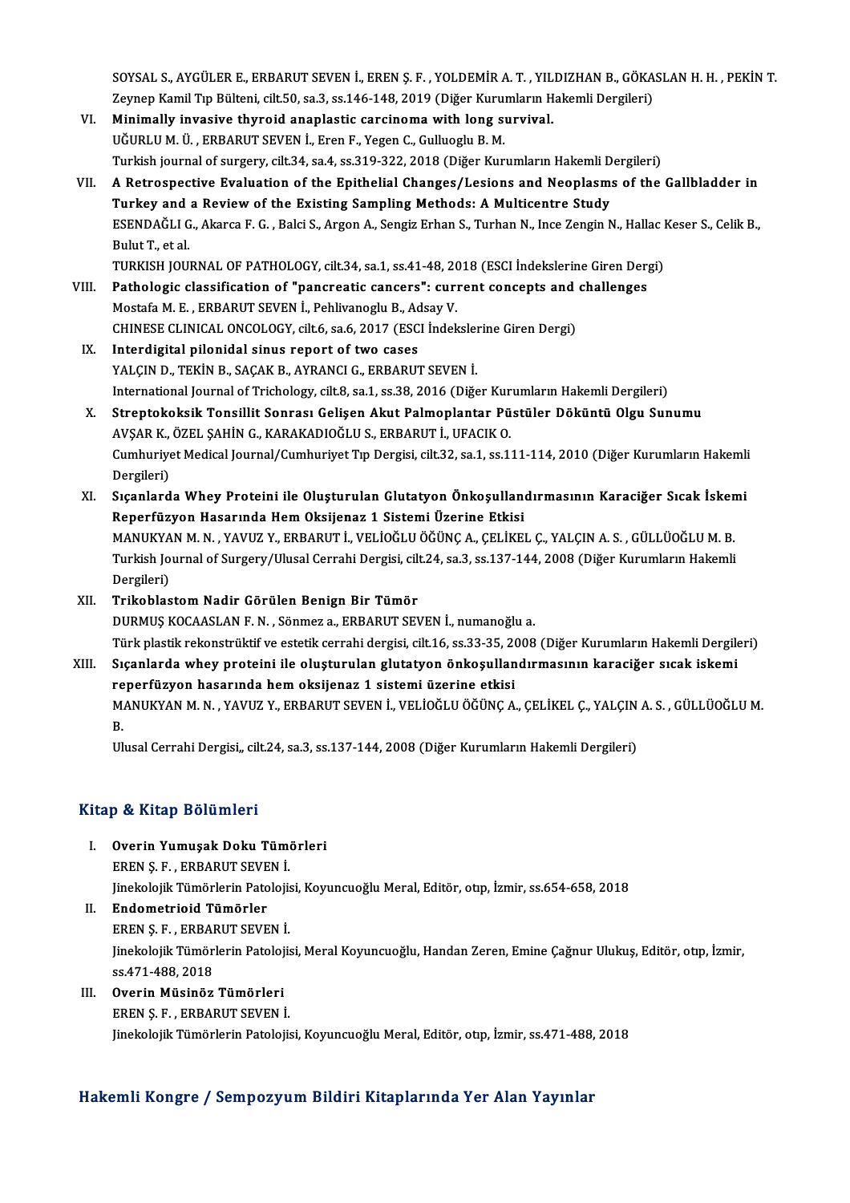SOYSAL S., AYGÜLER E., ERBARUT SEVEN İ., EREN Ş. F. , YOLDEMİR A. T. , YILDIZHAN B., GÖKASLAN H. H. , PEKİN T.
Zeynep Kamil Tıp Bülteni, cilt.50, sa.3, ss.146-148, 2019 (Diğer Kurumların Hakemli Dergileri)

VI. **Minimally invasive thyroid anaplastic carcinoma with long survival.**
UĞURLU M. Ü. , ERBARUT SEVEN İ., Eren F., Yegen C., Gulluoglu B. M.
Turkish journal of surgery, cilt.34, sa.4, ss.319-322, 2018 (Diğer Kurumların Hakemli Dergileri)

VII. **A Retrospective Evaluation of the Epithelial Changes/Lesions and Neoplasms of the Gallbladder in Turkey and a Review of the Existing Sampling Methods: A Multicentre Study**
ESENDAĞLI G., Akarca F. G. , Balci S., Argon A., Sengiz Erhan S., Turhan N., Ince Zengin N., Hallac Keser S., Celik B., Bulut T., et al.
TURKISH JOURNAL OF PATHOLOGY, cilt.34, sa.1, ss.41-48, 2018 (ESCI İndekslerine Giren Dergi)

VIII. **Pathologic classification of "pancreatic cancers": current concepts and challenges**
Mostafa M. E. , ERBARUT SEVEN İ., Pehlivanoglu B., Adsay V.
CHINESE CLINICAL ONCOLOGY, cilt.6, sa.6, 2017 (ESCI İndekslerine Giren Dergi)

IX. **Interdigital pilonidal sinus report of two cases**
YALÇIN D., TEKİN B., SAÇAK B., AYRANCI G., ERBARUT SEVEN İ.
International Journal of Trichology, cilt.8, sa.1, ss.38, 2016 (Diğer Kurumların Hakemli Dergileri)

X. **Streptokoksik Tonsillit Sonrası Gelişen Akut Palmoplantar Püstüler Döküntü Olgu Sunumu**
AVŞAR K., ÖZEL ŞAHİN G., KARAKADIOĞLU S., ERBARUT İ., UFACIK O.
Cumhuriyet Medical Journal/Cumhuriyet Tıp Dergisi, cilt.32, sa.1, ss.111-114, 2010 (Diğer Kurumların Hakemli Dergileri)

XI. **Sıçanlarda Whey Proteini ile Oluşturulan Glutatyon Önkoşullandırmasının Karaciğer Sıcak İskemi Reperfüzyon Hasarında Hem Oksijenaz 1 Sistemi Üzerine Etkisi**
MANUKYAN M. N. , YAVUZ Y., ERBARUT İ., VELİOĞLU ÖĞÜNÇ A., ÇELİKEL Ç., YALÇIN A. S. , GÜLLÜOĞLU M. B.
Turkish Journal of Surgery/Ulusal Cerrahi Dergisi, cilt.24, sa.3, ss.137-144, 2008 (Diğer Kurumların Hakemli Dergileri)

XII. **Trikoblastom Nadir Görülen Benign Bir Tümör**
DURMUŞ KOCAASLAN F. N. , Sönmez a., ERBARUT SEVEN İ., numanoğlu a.
Türk plastik rekonstrüktif ve estetik cerrahi dergisi, cilt.16, ss.33-35, 2008 (Diğer Kurumların Hakemli Dergileri)

XIII. **Sıçanlarda whey proteini ile oluşturulan glutatyon önkoşullandırmasının karaciğer sıcak iskemi reperfüzyon hasarında hem oksijenaz 1 sistemi üzerine etkisi**
MANUKYAN M. N. , YAVUZ Y., ERBARUT SEVEN İ., VELİOĞLU ÖĞÜNÇ A., ÇELİKEL Ç., YALÇIN A. S. , GÜLLÜOĞLU M. B.
Ulusal Cerrahi Dergisi,, cilt.24, sa.3, ss.137-144, 2008 (Diğer Kurumların Hakemli Dergileri)

## Kitap & Kitap Bölümleri

I. **Overin Yumuşak Doku Tümörleri**
EREN Ş. F. , ERBARUT SEVEN İ.
Jinekolojik Tümörlerin Patolojisi, Koyuncuoğlu Meral, Editör, otıp, İzmir, ss.654-658, 2018

II. **Endometrioid Tümörler**
EREN Ş. F. , ERBARUT SEVEN İ.
Jinekolojik Tümörlerin Patolojisi, Meral Koyuncuoğlu, Handan Zeren, Emine Çağnur Ulukuş, Editör, otıp, İzmir, ss.471-488, 2018

III. **Overin Müsinöz Tümörleri**
EREN Ş. F. , ERBARUT SEVEN İ.
Jinekolojik Tümörlerin Patolojisi, Koyuncuoğlu Meral, Editör, otıp, İzmir, ss.471-488, 2018

## Hakemli Kongre / Sempozyum Bildiri Kitaplarında Yer Alan Yayınlar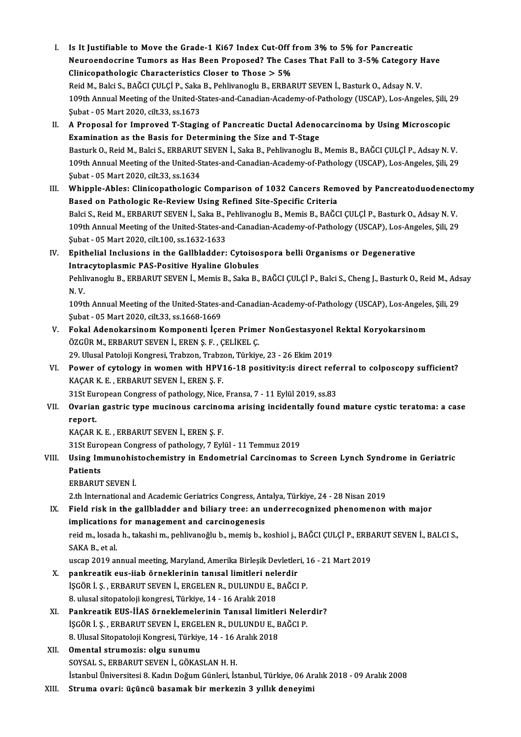I. **Is It Justifiable to Move the Grade-1 Ki67 Index Cut-Off from 3% to 5% for Pancreatic Neuroendocrine Tumors as Has Been Proposed? The Cases That Fall to 3-5% Category Have Clinicopathologic Characteristics Closer to Those > 5%**
   Reid M., Balci S., BAĞCI ÇULÇİ P., Saka B., Pehlivanoglu B., ERBARUT SEVEN İ., Basturk O., Adsay N. V.
   109th Annual Meeting of the United-States-and-Canadian-Academy-of-Pathology (USCAP), Los-Angeles, Şili, 29 Şubat - 05 Mart 2020, cilt.33, ss.1673

II. **A Proposal for Improved T-Staging of Pancreatic Ductal Adenocarcinoma by Using Microscopic Examination as the Basis for Determining the Size and T-Stage**
   Basturk O., Reid M., Balci S., ERBARUT SEVEN İ., Saka B., Pehlivanoglu B., Memis B., BAĞCI ÇULÇİ P., Adsay N. V.
   109th Annual Meeting of the United-States-and-Canadian-Academy-of-Pathology (USCAP), Los-Angeles, Şili, 29 Şubat - 05 Mart 2020, cilt.33, ss.1634

III. **Whipple-Ables: Clinicopathologic Comparison of 1032 Cancers Removed by Pancreatoduodenectomy Based on Pathologic Re-Review Using Refined Site-Specific Criteria**
   Balci S., Reid M., ERBARUT SEVEN İ., Saka B., Pehlivanoglu B., Memis B., BAĞCI ÇULÇİ P., Basturk O., Adsay N. V.
   109th Annual Meeting of the United-States-and-Canadian-Academy-of-Pathology (USCAP), Los-Angeles, Şili, 29 Şubat - 05 Mart 2020, cilt.100, ss.1632-1633

IV. **Epithelial Inclusions in the Gallbladder: Cytoisospora belli Organisms or Degenerative Intracytoplasmic PAS-Positive Hyaline Globules**
   Pehlivanoglu B., ERBARUT SEVEN İ., Memis B., Saka B., BAĞCI ÇULÇİ P., Balci S., Cheng J., Basturk O., Reid M., Adsay N. V.
   109th Annual Meeting of the United-States-and-Canadian-Academy-of-Pathology (USCAP), Los-Angeles, Şili, 29 Şubat - 05 Mart 2020, cilt.33, ss.1668-1669

V. **Fokal Adenokarsinom Komponenti İçeren Primer NonGestasyonel Rektal Koryokarsinom**
   ÖZGÜR M., ERBARUT SEVEN İ., EREN Ş. F., ÇELİKEL Ç.
   29. Ulusal Patoloji Kongresi, Trabzon, Trabzon, Türkiye, 23 - 26 Ekim 2019

VI. **Power of cytology in women with HPV16-18 positivity:is direct referral to colposcopy sufficient?**
   KAÇAR K. E., ERBARUT SEVEN İ., EREN Ş. F.
   31St European Congress of pathology, Nice, Fransa, 7 - 11 Eylül 2019, ss.83

VII. **Ovarian gastric type mucinous carcinoma arising incidentally found mature cystic teratoma: a case report.**
   KAÇAR K. E., ERBARUT SEVEN İ., EREN Ş. F.
   31St European Congress of pathology, 7 Eylül - 11 Temmuz 2019

VIII. **Using Immunohistochemistry in Endometrial Carcinomas to Screen Lynch Syndrome in Geriatric Patients**
   ERBARUT SEVEN İ.
   2.th International and Academic Geriatrics Congress, Antalya, Türkiye, 24 - 28 Nisan 2019

IX. **Field risk in the gallbladder and biliary tree: an underrecognized phenomenon with major implications for management and carcinogenesis**
   reid m., losada h., takashi m., pehlivanoğlu b., memiş b., koshiol j., BAĞCI ÇULÇİ P., ERBARUT SEVEN İ., BALCI S., SAKA B., et al.
   uscap 2019 annual meeting, Maryland, Amerika Birleşik Devletleri, 16 - 21 Mart 2019

X. **pankreatik eus-iiab örneklerinin tanısal limitleri nelerdir**
   İŞGÖR İ. Ş., ERBARUT SEVEN İ., ERGELEN R., DULUNDU E., BAĞCI P.
   8. ulusal sitopatoloji kongresi, Türkiye, 14 - 16 Aralık 2018

XI. **Pankreatik EUS-İİAS örneklemelerinin Tanısal limitleri Nelerdir?**
   İŞGÖR İ. Ş., ERBARUT SEVEN İ., ERGELEN R., DULUNDU E., BAĞCI P.
   8. Ulusal Sitopatoloji Kongresi, Türkiye, 14 - 16 Aralık 2018

XII. **Omental strumozis: olgu sunumu**
   SOYSAL S., ERBARUT SEVEN İ., GÖKASLAN H. H.
   İstanbul Üniversitesi 8. Kadın Doğum Günleri, İstanbul, Türkiye, 06 Aralık 2018 - 09 Aralık 2008

XIII. **Struma ovari: üçüncü basamak bir merkezin 3 yıllık deneyimi**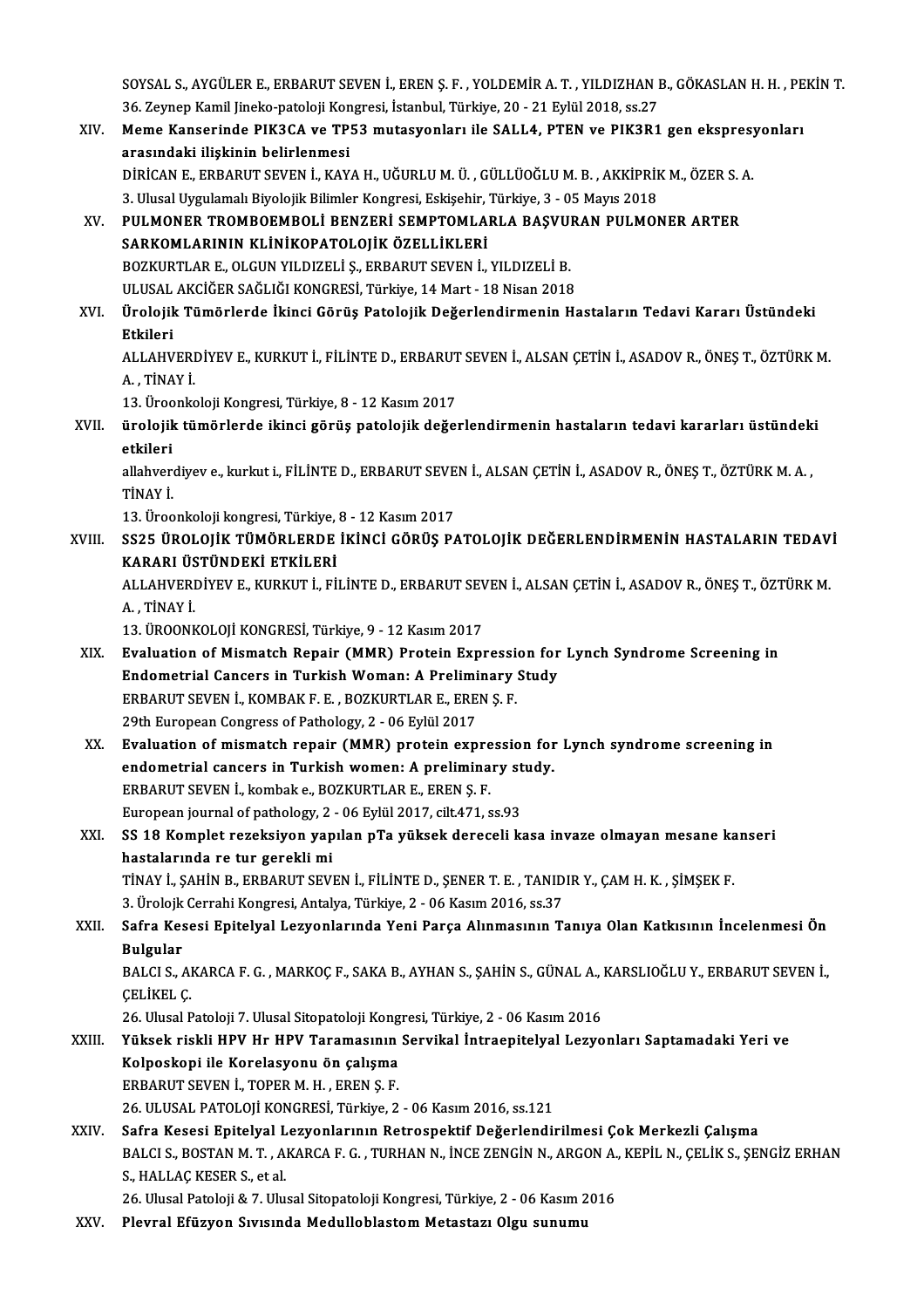SOYSAL S., AYGÜLER E., ERBARUT SEVEN İ., EREN Ş. F. , YOLDEMİR A. T. , YILDIZHAN B., GÖKASLAN H. H. , PEKİN T.
36. Zeynep Kamil Jineko-patoloji Kongresi, İstanbul, Türkiye, 20 - 21 Eylül 2018, ss.27

XIV. **Meme Kanserinde PIK3CA ve TP53 mutasyonları ile SALL4, PTEN ve PIK3R1 gen ekspresyonları arasındaki ilişkinin belirlenmesi**
DİRİCAN E., ERBARUT SEVEN İ., KAYA H., UĞURLU M. Ü. , GÜLLÜOĞLU M. B. , AKKİPRİK M., ÖZER S. A.
3. Ulusal Uygulamalı Biyolojik Bilimler Kongresi, Eskişehir, Türkiye, 3 - 05 Mayıs 2018

XV. **PULMONER TROMBOEMBOLİ BENZERİ SEMPTOMLARLA BAŞVURAN PULMONER ARTER SARKOMLARININ KLİNİKOPATOLOJİK ÖZELLİKLERİ**
BOZKURTLAR E., OLGUN YILDIZELİ Ş., ERBARUT SEVEN İ., YILDIZELİ B.
ULUSAL AKCİĞER SAĞLIĞI KONGRESİ, Türkiye, 14 Mart - 18 Nisan 2018

XVI. **Ürolojik Tümörlerde İkinci Görüş Patolojik Değerlendirmenin Hastaların Tedavi Kararı Üstündeki Etkileri**
ALLAHVERDİYEV E., KURKUT İ., FİLİNTE D., ERBARUT SEVEN İ., ALSAN ÇETİN İ., ASADOV R., ÖNEŞ T., ÖZTÜRK M. A. , TİNAY İ.
13. Üroonkoloji Kongresi, Türkiye, 8 - 12 Kasım 2017

XVII. **ürolojik tümörlerde ikinci görüş patolojik değerlendirmenin hastaların tedavi kararları üstündeki etkileri**
allahverdiyev e., kurkut i., FİLİNTE D., ERBARUT SEVEN İ., ALSAN ÇETİN İ., ASADOV R., ÖNEŞ T., ÖZTÜRK M. A. , TİNAY İ.
13. Üroonkoloji kongresi, Türkiye, 8 - 12 Kasım 2017

XVIII. **SS25 ÜROLOJİK TÜMÖRLERDE İKİNCİ GÖRÜŞ PATOLOJİK DEĞERLENDİRMENİN HASTALARIN TEDAVİ KARARI ÜSTÜNDEKİ ETKİLERİ**
ALLAHVERDİYEV E., KURKUT İ., FİLİNTE D., ERBARUT SEVEN İ., ALSAN ÇETİN İ., ASADOV R., ÖNEŞ T., ÖZTÜRK M. A. , TİNAY İ.
13. ÜROONKOLOJİ KONGRESİ, Türkiye, 9 - 12 Kasım 2017

XIX. **Evaluation of Mismatch Repair (MMR) Protein Expression for Lynch Syndrome Screening in Endometrial Cancers in Turkish Woman: A Preliminary Study**
ERBARUT SEVEN İ., KOMBAK F. E. , BOZKURTLAR E., EREN Ş. F.
29th European Congress of Pathology, 2 - 06 Eylül 2017

XX. **Evaluation of mismatch repair (MMR) protein expression for Lynch syndrome screening in endometrial cancers in Turkish women: A preliminary study.**
ERBARUT SEVEN İ., kombak e., BOZKURTLAR E., EREN Ş. F.
European journal of pathology, 2 - 06 Eylül 2017, cilt.471, ss.93

XXI. **SS 18 Komplet rezeksiyon yapılan pTa yüksek dereceli kasa invaze olmayan mesane kanseri hastalarında re tur gerekli mi**
TİNAY İ., ŞAHİN B., ERBARUT SEVEN İ., FİLİNTE D., ŞENER T. E. , TANIDIR Y., ÇAM H. K. , ŞİMŞEK F.
3. Ürolojk Cerrahi Kongresi, Antalya, Türkiye, 2 - 06 Kasım 2016, ss.37

XXII. **Safra Kesesi Epitelyal Lezyonlarında Yeni Parça Alınmasının Tanıya Olan Katkısının İncelenmesi Ön Bulgular**
BALCI S., AKARCA F. G. , MARKOÇ F., SAKA B., AYHAN S., ŞAHİN S., GÜNAL A., KARSLIOĞLU Y., ERBARUT SEVEN İ., ÇELİKEL Ç.
26. Ulusal Patoloji 7. Ulusal Sitopatoloji Kongresi, Türkiye, 2 - 06 Kasım 2016

XXIII. **Yüksek riskli HPV Hr HPV Taramasının Servikal İntraepitelyal Lezyonları Saptamadaki Yeri ve Kolposkopi ile Korelasyonu ön çalışma**
ERBARUT SEVEN İ., TOPER M. H. , EREN Ş. F.
26. ULUSAL PATOLOJİ KONGRESİ, Türkiye, 2 - 06 Kasım 2016, ss.121

XXIV. **Safra Kesesi Epitelyal Lezyonlarının Retrospektif Değerlendirilmesi Çok Merkezli Çalışma**
BALCI S., BOSTAN M. T. , AKARCA F. G. , TURHAN N., İNCE ZENGİN N., ARGON A., KEPİL N., ÇELİK S., ŞENGİZ ERHAN S., HALLAÇ KESER S., et al.
26. Ulusal Patoloji & 7. Ulusal Sitopatoloji Kongresi, Türkiye, 2 - 06 Kasım 2016

XXV. **Plevral Efüzyon Sıvısında Medulloblastom Metastazı Olgu sunumu**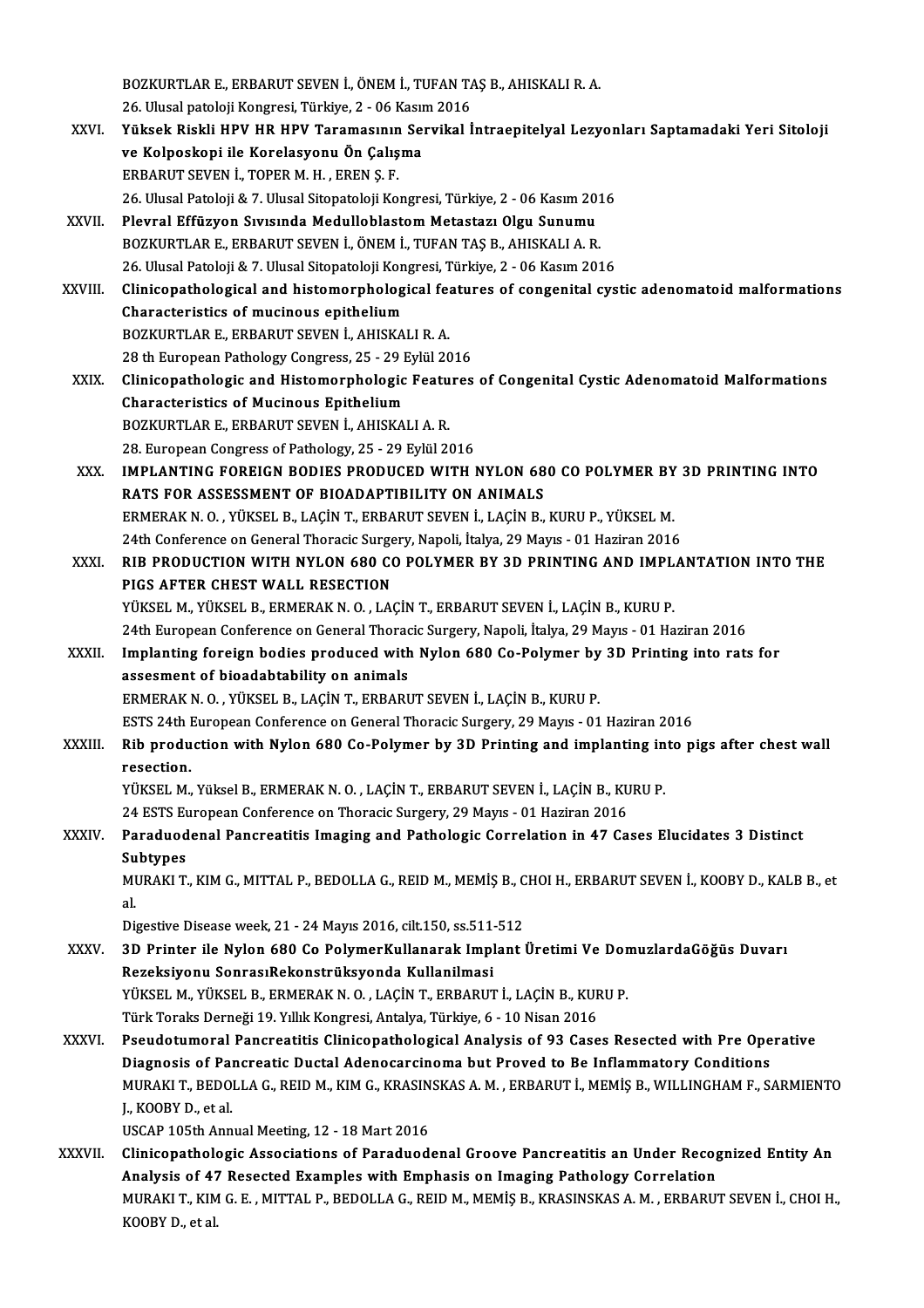BOZKURTLAR E., ERBARUT SEVEN İ., ÖNEM İ., TUFAN TAŞ B., AHISKALI R. A.
26. Ulusal patoloji Kongresi, Türkiye, 2 - 06 Kasım 2016

XXVI. **Yüksek Riskli HPV HR HPV Taramasının Servikal İntraepitelyal Lezyonları Saptamadaki Yeri Sitoloji ve Kolposkopi ile Korelasyonu Ön Çalışma**
ERBARUT SEVEN İ., TOPER M. H. , EREN Ş. F.
26. Ulusal Patoloji & 7. Ulusal Sitopatoloji Kongresi, Türkiye, 2 - 06 Kasım 2016

XXVII. **Plevral Effüzyon Sıvısında Medulloblastom Metastazı Olgu Sunumu**
BOZKURTLAR E., ERBARUT SEVEN İ., ÖNEM İ., TUFAN TAŞ B., AHISKALI A. R.
26. Ulusal Patoloji & 7. Ulusal Sitopatoloji Kongresi, Türkiye, 2 - 06 Kasım 2016

XXVIII. **Clinicopathological and histomorphological features of congenital cystic adenomatoid malformations Characteristics of mucinous epithelium**
BOZKURTLAR E., ERBARUT SEVEN İ., AHISKALI R. A.
28 th European Pathology Congress, 25 - 29 Eylül 2016

XXIX. **Clinicopathologic and Histomorphologic Features of Congenital Cystic Adenomatoid Malformations Characteristics of Mucinous Epithelium**
BOZKURTLAR E., ERBARUT SEVEN İ., AHISKALI A. R.
28. European Congress of Pathology, 25 - 29 Eylül 2016

XXX. **IMPLANTING FOREIGN BODIES PRODUCED WITH NYLON 680 CO POLYMER BY 3D PRINTING INTO RATS FOR ASSESSMENT OF BIOADAPTIBILITY ON ANIMALS**
ERMERAK N. O. , YÜKSEL B., LAÇİN T., ERBARUT SEVEN İ., LAÇİN B., KURU P., YÜKSEL M.
24th Conference on General Thoracic Surgery, Napoli, İtalya, 29 Mayıs - 01 Haziran 2016

XXXI. **RIB PRODUCTION WITH NYLON 680 CO POLYMER BY 3D PRINTING AND IMPLANTATION INTO THE PIGS AFTER CHEST WALL RESECTION**
YÜKSEL M., YÜKSEL B., ERMERAK N. O. , LAÇİN T., ERBARUT SEVEN İ., LAÇİN B., KURU P.
24th European Conference on General Thoracic Surgery, Napoli, İtalya, 29 Mayıs - 01 Haziran 2016

XXXII. **Implanting foreign bodies produced with Nylon 680 Co-Polymer by 3D Printing into rats for assesment of bioadabtability on animals**
ERMERAK N. O. , YÜKSEL B., LAÇİN T., ERBARUT SEVEN İ., LAÇİN B., KURU P.
ESTS 24th European Conference on General Thoracic Surgery, 29 Mayıs - 01 Haziran 2016

XXXIII. **Rib production with Nylon 680 Co-Polymer by 3D Printing and implanting into pigs after chest wall resection.**
YÜKSEL M., Yüksel B., ERMERAK N. O. , LAÇİN T., ERBARUT SEVEN İ., LAÇİN B., KURU P.
24 ESTS European Conference on Thoracic Surgery, 29 Mayıs - 01 Haziran 2016

XXXIV. **Paraduodenal Pancreatitis Imaging and Pathologic Correlation in 47 Cases Elucidates 3 Distinct Subtypes**
MURAKI T., KIM G., MITTAL P., BEDOLLA G., REID M., MEMİŞ B., CHOI H., ERBARUT SEVEN İ., KOOBY D., KALB B., et al.
Digestive Disease week, 21 - 24 Mayıs 2016, cilt.150, ss.511-512

XXXV. **3D Printer ile Nylon 680 Co PolymerKullanarak Implant Üretimi Ve DomuzlardaGöğüs Duvarı Rezeksiyonu SonrasıRekonstrüksyonda Kullanilmasi**
YÜKSEL M., YÜKSEL B., ERMERAK N. O. , LAÇİN T., ERBARUT İ., LAÇİN B., KURU P.
Türk Toraks Derneği 19. Yıllık Kongresi, Antalya, Türkiye, 6 - 10 Nisan 2016

XXXVI. **Pseudotumoral Pancreatitis Clinicopathological Analysis of 93 Cases Resected with Pre Operative Diagnosis of Pancreatic Ductal Adenocarcinoma but Proved to Be Inflammatory Conditions**
MURAKI T., BEDOLLA G., REID M., KIM G., KRASINSKAS A. M. , ERBARUT İ., MEMİŞ B., WILLINGHAM F., SARMIENTO J., KOOBY D., et al.
USCAP 105th Annual Meeting, 12 - 18 Mart 2016

XXXVII. **Clinicopathologic Associations of Paraduodenal Groove Pancreatitis an Under Recognized Entity An Analysis of 47 Resected Examples with Emphasis on Imaging Pathology Correlation**
MURAKI T., KIM G. E. , MITTAL P., BEDOLLA G., REID M., MEMİŞ B., KRASINSKAS A. M. , ERBARUT SEVEN İ., CHOI H., KOOBY D., et al.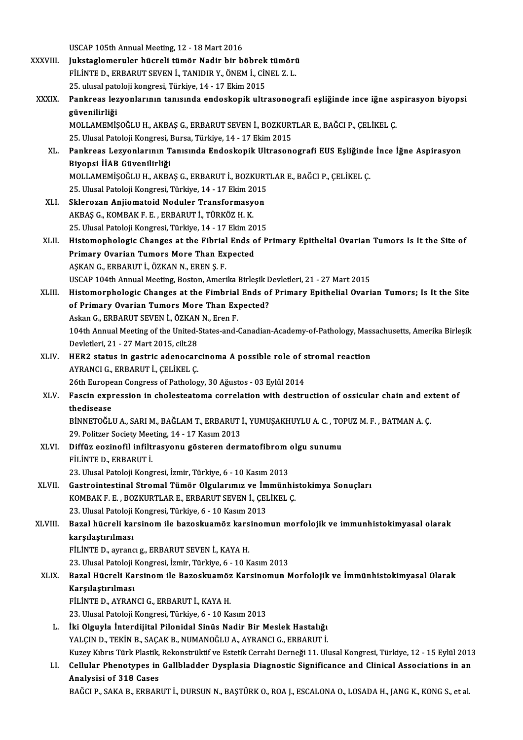USCAP 105th Annual Meeting, 12 - 18 Mart 2016

XXXVIII. **Jukstaglomeruler hücreli tümör Nadir bir böbrek tümörü**
FİLİNTE D., ERBARUT SEVEN İ., TANIDIR Y., ÖNEM İ., CİNEL Z. L.
25. ulusal patoloji kongresi, Türkiye, 14 - 17 Ekim 2015

XXXIX. **Pankreas lezyonlarının tanısında endoskopik ultrasonografi eşliğinde ince iğne aspirasyon biyopsi güvenilirliği**
MOLLAMEMİŞOĞLU H., AKBAŞ G., ERBARUT SEVEN İ., BOZKURTLAR E., BAĞCI P., ÇELİKEL Ç.
25. Ulusal Patoloji Kongresi, Bursa, Türkiye, 14 - 17 Ekim 2015

XL. **Pankreas Lezyonlarının Tanısında Endoskopik Ultrasonografi EUS Eşliğinde İnce İğne Aspirasyon Biyopsi İİAB Güvenilirliği**
MOLLAMEMİŞOĞLU H., AKBAŞ G., ERBARUT İ., BOZKURTLAR E., BAĞCI P., ÇELİKEL Ç.
25. Ulusal Patoloji Kongresi, Türkiye, 14 - 17 Ekim 2015

XLI. **Sklerozan Anjiomatoid Noduler Transformasyon**
AKBAŞ G., KOMBAK F. E. , ERBARUT İ., TÜRKÖZ H. K.
25. Ulusal Patoloji Kongresi, Türkiye, 14 - 17 Ekim 2015

XLII. **Histomophologic Changes at the Fibrial Ends of Primary Epithelial Ovarian Tumors Is It the Site of Primary Ovarian Tumors More Than Expected**
AŞKAN G., ERBARUT İ., ÖZKAN N., EREN Ş. F.
USCAP 104th Annual Meeting, Boston, Amerika Birleşik Devletleri, 21 - 27 Mart 2015

XLIII. **Histomorphologic Changes at the Fimbrial Ends of Primary Epithelial Ovarian Tumors; Is It the Site of Primary Ovarian Tumors More Than Expected?**
Askan G., ERBARUT SEVEN İ., ÖZKAN N., Eren F.
104th Annual Meeting of the United-States-and-Canadian-Academy-of-Pathology, Massachusetts, Amerika Birleşik Devletleri, 21 - 27 Mart 2015, cilt.28

XLIV. **HER2 status in gastric adenocarcinoma A possible role of stromal reaction**
AYRANCI G., ERBARUT İ., ÇELİKEL Ç.
26th European Congress of Pathology, 30 Ağustos - 03 Eylül 2014

XLV. **Fascin expression in cholesteatoma correlation with destruction of ossicular chain and extent of thedisease**
BİNNETOĞLU A., SARI M., BAĞLAM T., ERBARUT İ., YUMUŞAKHUYLU A. C. , TOPUZ M. F. , BATMAN A. Ç.
29. Politzer Society Meeting, 14 - 17 Kasım 2013

XLVI. **Diffüz eozinofil infiltrasyonu gösteren dermatofibrom olgu sunumu**
FİLİNTE D., ERBARUT İ.
23. Ulusal Patoloji Kongresi, İzmir, Türkiye, 6 - 10 Kasım 2013

XLVII. **Gastrointestinal Stromal Tümör Olgularımız ve İmmünhistokimya Sonuçları**
KOMBAK F. E. , BOZKURTLAR E., ERBARUT SEVEN İ., ÇELİKEL Ç.
23. Ulusal Patoloji Kongresi, Türkiye, 6 - 10 Kasım 2013

XLVIII. **Bazal hücreli karsinom ile bazoskuamöz karsinomun morfolojik ve immunhistokimyasal olarak karşılaştırılması**
FİLİNTE D., ayrancı g., ERBARUT SEVEN İ., KAYA H.
23. Ulusal Patoloji Kongresi, İzmir, Türkiye, 6 - 10 Kasım 2013

XLIX. **Bazal Hücreli Karsinom ile Bazoskuamöz Karsinomun Morfolojik ve İmmünhistokimyasal Olarak Karşılaştırılması**
FİLİNTE D., AYRANCI G., ERBARUT İ., KAYA H.
23. Ulusal Patoloji Kongresi, Türkiye, 6 - 10 Kasım 2013

L. **İki Olguyla İnterdijital Pilonidal Sinüs Nadir Bir Meslek Hastalığı**
YALÇIN D., TEKİN B., SAÇAK B., NUMANOĞLU A., AYRANCI G., ERBARUT İ.
Kuzey Kıbrıs Türk Plastik, Rekonstrüktif ve Estetik Cerrahi Derneği 11. Ulusal Kongresi, Türkiye, 12 - 15 Eylül 2013

LI. **Cellular Phenotypes in Gallbladder Dysplasia Diagnostic Significance and Clinical Associations in an Analysisi of 318 Cases**
BAĞCI P., SAKA B., ERBARUT İ., DURSUN N., BAŞTÜRK O., ROA J., ESCALONA O., LOSADA H., JANG K., KONG S., et al.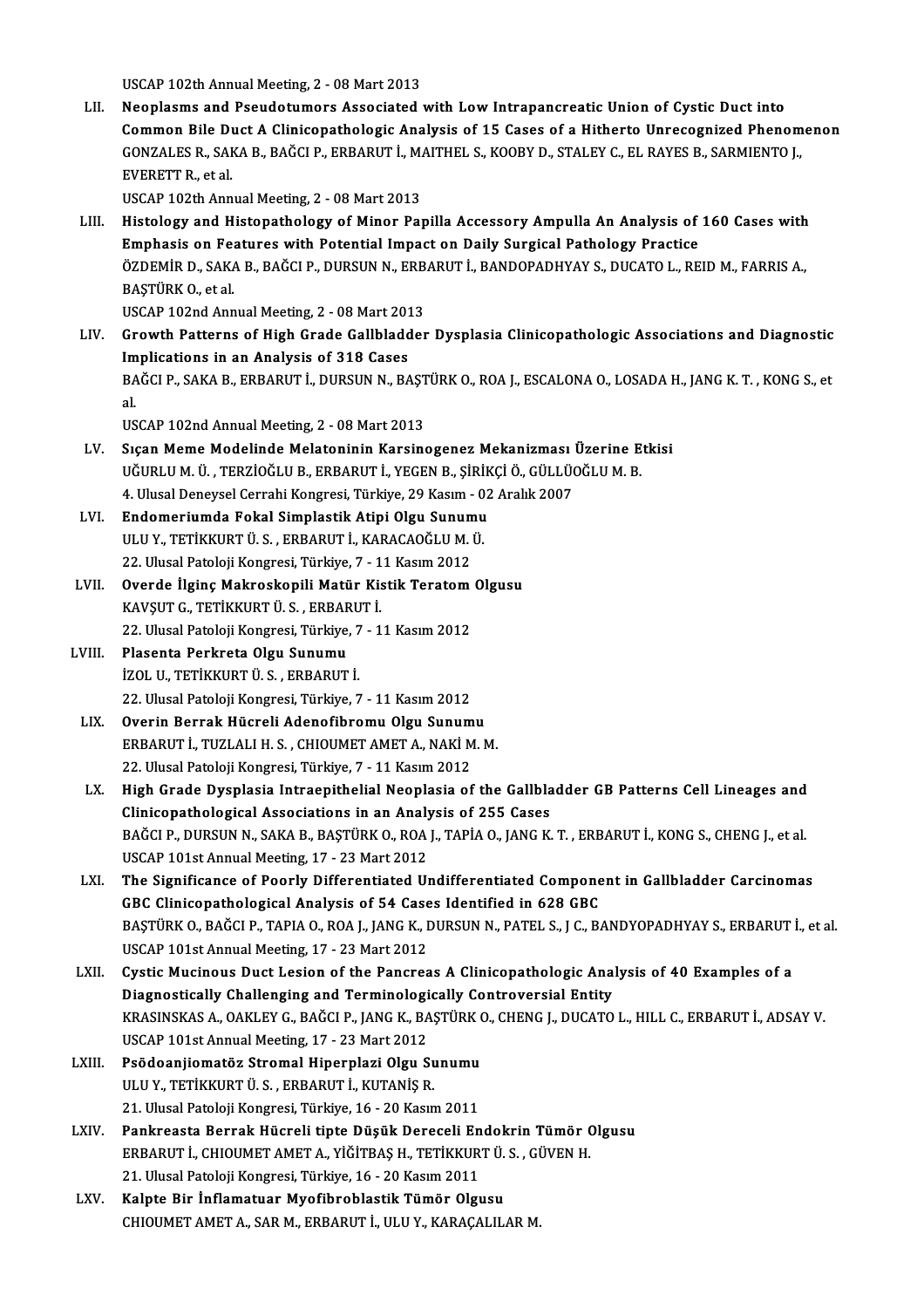USCAP 102th Annual Meeting, 2 - 08 Mart 2013

LII. **Neoplasms and Pseudotumors Associated with Low Intrapancreatic Union of Cystic Duct into Common Bile Duct A Clinicopathologic Analysis of 15 Cases of a Hitherto Unrecognized Phenomenon**
GONZALES R., SAKA B., BAĞCI P., ERBARUT İ., MAITHEL S., KOOBY D., STALEY C., EL RAYES B., SARMIENTO J., EVERETT R., et al.
USCAP 102th Annual Meeting, 2 - 08 Mart 2013

LIII. **Histology and Histopathology of Minor Papilla Accessory Ampulla An Analysis of 160 Cases with Emphasis on Features with Potential Impact on Daily Surgical Pathology Practice**
ÖZDEMİR D., SAKA B., BAĞCI P., DURSUN N., ERBARUT İ., BANDOPADHYAY S., DUCATO L., REID M., FARRIS A., BAŞTÜRK O., et al.
USCAP 102nd Annual Meeting, 2 - 08 Mart 2013

LIV. **Growth Patterns of High Grade Gallbladder Dysplasia Clinicopathologic Associations and Diagnostic Implications in an Analysis of 318 Cases**
BAĞCI P., SAKA B., ERBARUT İ., DURSUN N., BAŞTÜRK O., ROA J., ESCALONA O., LOSADA H., JANG K. T. , KONG S., et al.
USCAP 102nd Annual Meeting, 2 - 08 Mart 2013

LV. **Sıçan Meme Modelinde Melatoninin Karsinogenez Mekanizması Üzerine Etkisi**
UĞURLU M. Ü. , TERZİOĞLU B., ERBARUT İ., YEGEN B., ŞİRİKÇİ Ö., GÜLLÜOĞLU M. B.
4. Ulusal Deneysel Cerrahi Kongresi, Türkiye, 29 Kasım - 02 Aralık 2007

LVI. **Endomeriumda Fokal Simplastik Atipi Olgu Sunumu**
ULU Y., TETİKKURT Ü. S. , ERBARUT İ., KARACAOĞLU M. Ü.
22. Ulusal Patoloji Kongresi, Türkiye, 7 - 11 Kasım 2012

LVII. **Overde İlginç Makroskopili Matür Kistik Teratom Olgusu**
KAVŞUT G., TETİKKURT Ü. S. , ERBARUT İ.
22. Ulusal Patoloji Kongresi, Türkiye, 7 - 11 Kasım 2012

LVIII. **Plasenta Perkreta Olgu Sunumu**
İZOL U., TETİKKURT Ü. S. , ERBARUT İ.
22. Ulusal Patoloji Kongresi, Türkiye, 7 - 11 Kasım 2012

LIX. **Overin Berrak Hücreli Adenofibromu Olgu Sunumu**
ERBARUT İ., TUZLALI H. S. , CHIOUMET AMET A., NAKİ M. M.
22. Ulusal Patoloji Kongresi, Türkiye, 7 - 11 Kasım 2012

LX. **High Grade Dysplasia Intraepithelial Neoplasia of the Gallbladder GB Patterns Cell Lineages and Clinicopathological Associations in an Analysis of 255 Cases**
BAĞCI P., DURSUN N., SAKA B., BAŞTÜRK O., ROA J., TAPİA O., JANG K. T. , ERBARUT İ., KONG S., CHENG J., et al.
USCAP 101st Annual Meeting, 17 - 23 Mart 2012

LXI. **The Significance of Poorly Differentiated Undifferentiated Component in Gallbladder Carcinomas GBC Clinicopathological Analysis of 54 Cases Identified in 628 GBC**
BAŞTÜRK O., BAĞCI P., TAPIA O., ROA J., JANG K., DURSUN N., PATEL S., J C., BANDYOPADHYAY S., ERBARUT İ., et al.
USCAP 101st Annual Meeting, 17 - 23 Mart 2012

LXII. **Cystic Mucinous Duct Lesion of the Pancreas A Clinicopathologic Analysis of 40 Examples of a Diagnostically Challenging and Terminologically Controversial Entity**
KRASINSKAS A., OAKLEY G., BAĞCI P., JANG K., BAŞTÜRK O., CHENG J., DUCATO L., HILL C., ERBARUT İ., ADSAY V.
USCAP 101st Annual Meeting, 17 - 23 Mart 2012

LXIII. **Psödoanjiomatöz Stromal Hiperplazi Olgu Sunumu**
ULU Y., TETİKKURT Ü. S. , ERBARUT İ., KUTANİŞ R.
21. Ulusal Patoloji Kongresi, Türkiye, 16 - 20 Kasım 2011

LXIV. **Pankreasta Berrak Hücreli tipte Düşük Dereceli Endokrin Tümör Olgusu**
ERBARUT İ., CHIOUMET AMET A., YİĞİTBAŞ H., TETİKKURT Ü. S. , GÜVEN H.
21. Ulusal Patoloji Kongresi, Türkiye, 16 - 20 Kasım 2011

LXV. **Kalpte Bir İnflamatuar Myofibroblastik Tümör Olgusu**
CHIOUMET AMET A., SAR M., ERBARUT İ., ULU Y., KARAÇALILAR M.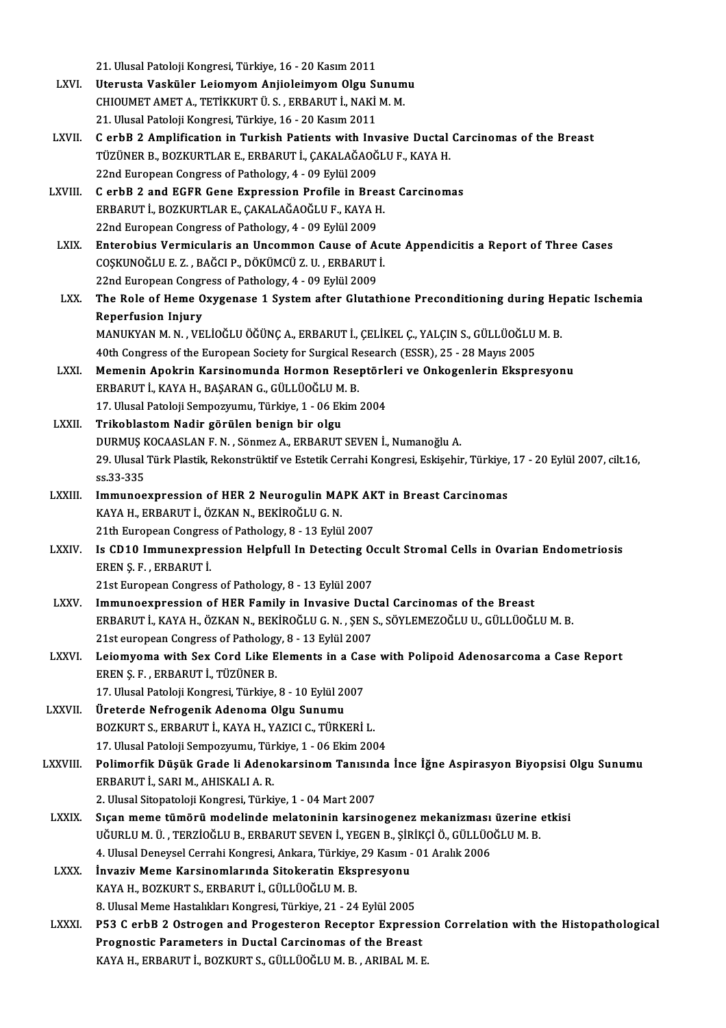21. Ulusal Patoloji Kongresi, Türkiye, 16 - 20 Kasım 2011

LXVI. **Uterusta Vasküler Leiomyom Anjioleimyom Olgu Sunumu**
CHIOUMET AMET A., TETİKKURT Ü. S. , ERBARUT İ., NAKİ M. M.
21. Ulusal Patoloji Kongresi, Türkiye, 16 - 20 Kasım 2011

LXVII. **C erbB 2 Amplification in Turkish Patients with Invasive Ductal Carcinomas of the Breast**
TÜZÜNER B., BOZKURTLAR E., ERBARUT İ., ÇAKALAĞAOĞLU F., KAYA H.
22nd European Congress of Pathology, 4 - 09 Eylül 2009

LXVIII. **C erbB 2 and EGFR Gene Expression Profile in Breast Carcinomas**
ERBARUT İ., BOZKURTLAR E., ÇAKALAĞAOĞLU F., KAYA H.
22nd European Congress of Pathology, 4 - 09 Eylül 2009

LXIX. **Enterobius Vermicularis an Uncommon Cause of Acute Appendicitis a Report of Three Cases**
COŞKUNOĞLU E. Z. , BAĞCI P., DÖKÜMCÜ Z. U. , ERBARUT İ.
22nd European Congress of Pathology, 4 - 09 Eylül 2009

LXX. **The Role of Heme Oxygenase 1 System after Glutathione Preconditioning during Hepatic Ischemia Reperfusion Injury**
MANUKYAN M. N. , VELİOĞLU ÖĞÜNÇ A., ERBARUT İ., ÇELİKEL Ç., YALÇIN S., GÜLLÜOĞLU M. B.
40th Congress of the European Society for Surgical Research (ESSR), 25 - 28 Mayıs 2005

LXXI. **Memenin Apokrin Karsinomunda Hormon Reseptörleri ve Onkogenlerin Ekspresyonu**
ERBARUT İ., KAYA H., BAŞARAN G., GÜLLÜOĞLU M. B.
17. Ulusal Patoloji Sempozyumu, Türkiye, 1 - 06 Ekim 2004

LXXII. **Trikoblastom Nadir görülen benign bir olgu**
DURMUŞ KOCAASLAN F. N. , Sönmez A., ERBARUT SEVEN İ., Numanoğlu A.
29. Ulusal Türk Plastik, Rekonstrüktif ve Estetik Cerrahi Kongresi, Eskişehir, Türkiye, 17 - 20 Eylül 2007, cilt.16, ss.33-335

LXXIII. **Immunoexpression of HER 2 Neurogulin MAPK AKT in Breast Carcinomas**
KAYA H., ERBARUT İ., ÖZKAN N., BEKİROĞLU G. N.
21th European Congress of Pathology, 8 - 13 Eylül 2007

LXXIV. **Is CD10 Immunexpression Helpfull In Detecting Occult Stromal Cells in Ovarian Endometriosis**
EREN Ş. F. , ERBARUT İ.
21st European Congress of Pathology, 8 - 13 Eylül 2007

LXXV. **Immunoexpression of HER Family in Invasive Ductal Carcinomas of the Breast**
ERBARUT İ., KAYA H., ÖZKAN N., BEKİROĞLU G. N. , ŞEN S., SÖYLEMEZOĞLU U., GÜLLÜOĞLU M. B.
21st european Congress of Pathology, 8 - 13 Eylül 2007

LXXVI. **Leiomyoma with Sex Cord Like Elements in a Case with Polipoid Adenosarcoma a Case Report**
EREN Ş. F. , ERBARUT İ., TÜZÜNER B.
17. Ulusal Patoloji Kongresi, Türkiye, 8 - 10 Eylül 2007

LXXVII. **Üreterde Nefrogenik Adenoma Olgu Sunumu**
BOZKURT S., ERBARUT İ., KAYA H., YAZICI C., TÜRKERİ L.
17. Ulusal Patoloji Sempozyumu, Türkiye, 1 - 06 Ekim 2004

LXXVIII. **Polimorfik Düşük Grade li Adenokarsinom Tanısında İnce İğne Aspirasyon Biyopsisi Olgu Sunumu**
ERBARUT İ., SARI M., AHISKALI A. R.
2. Ulusal Sitopatoloji Kongresi, Türkiye, 1 - 04 Mart 2007

LXXIX. **Sıçan meme tümörü modelinde melatoninin karsinogenez mekanizması üzerine etkisi**
UĞURLU M. Ü. , TERZİOĞLU B., ERBARUT SEVEN İ., YEGEN B., ŞİRİKÇİ Ö., GÜLLÜOĞLU M. B.
4. Ulusal Deneysel Cerrahi Kongresi, Ankara, Türkiye, 29 Kasım - 01 Aralık 2006

LXXX. **İnvaziv Meme Karsinomlarında Sitokeratin Ekspresyonu**
KAYA H., BOZKURT S., ERBARUT İ., GÜLLÜOĞLU M. B.
8. Ulusal Meme Hastalıkları Kongresi, Türkiye, 21 - 24 Eylül 2005

LXXXI. **P53 C erbB 2 Ostrogen and Progesteron Receptor Expression Correlation with the Histopathological Prognostic Parameters in Ductal Carcinomas of the Breast**
KAYA H., ERBARUT İ., BOZKURT S., GÜLLÜOĞLU M. B. , ARIBAL M. E.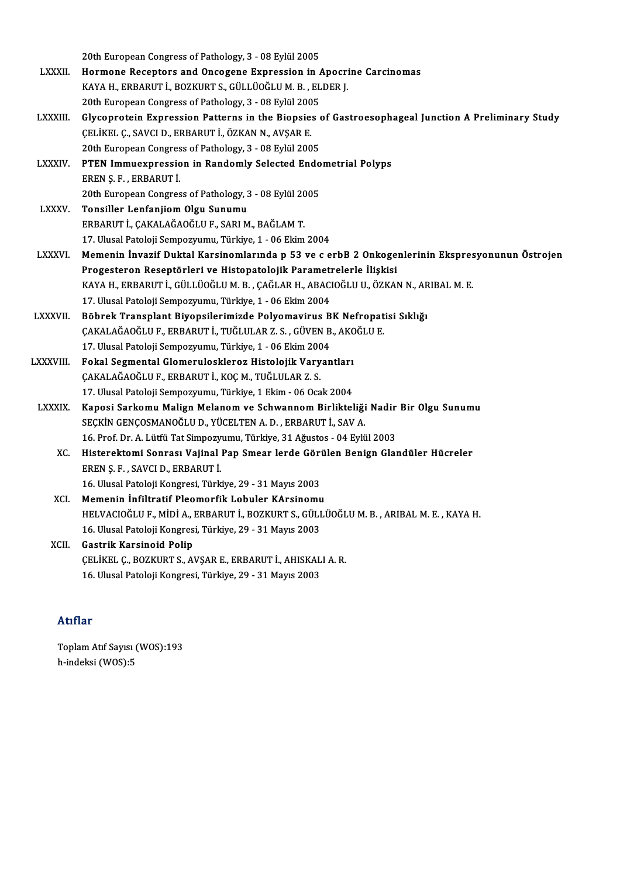20th European Congress of Pathology, 3 - 08 Eylül 2005

LXXXII. **Hormone Receptors and Oncogene Expression in Apocrine Carcinomas**
KAYA H., ERBARUT İ., BOZKURT S., GÜLLÜOĞLU M. B. , ELDER J.
20th European Congress of Pathology, 3 - 08 Eylül 2005

LXXXIII. **Glycoprotein Expression Patterns in the Biopsies of Gastroesophageal Junction A Preliminary Study**
ÇELİKEL Ç., SAVCI D., ERBARUT İ., ÖZKAN N., AVŞAR E.
20th European Congress of Pathology, 3 - 08 Eylül 2005

LXXXIV. **PTEN Immuexpression in Randomly Selected Endometrial Polyps**
EREN Ş. F. , ERBARUT İ.
20th European Congress of Pathology, 3 - 08 Eylül 2005

LXXXV. **Tonsiller Lenfanjiom Olgu Sunumu**
ERBARUT İ., ÇAKALAĞAOĞLU F., SARI M., BAĞLAM T.
17. Ulusal Patoloji Sempozyumu, Türkiye, 1 - 06 Ekim 2004

LXXXVI. **Memenin İnvazif Duktal Karsinomlarında p 53 ve c erbB 2 Onkogenlerinin Ekspresyonunun Östrojen Progesteron Reseptörleri ve Histopatolojik Parametrelerle İlişkisi**
KAYA H., ERBARUT İ., GÜLLÜOĞLU M. B. , ÇAĞLAR H., ABACIOĞLU U., ÖZKAN N., ARIBAL M. E.
17. Ulusal Patoloji Sempozyumu, Türkiye, 1 - 06 Ekim 2004

LXXXVII. **Böbrek Transplant Biyopsilerimizde Polyomavirus BK Nefropatisi Sıklığı**
ÇAKALAĞAOĞLU F., ERBARUT İ., TUĞLULAR Z. S. , GÜVEN B., AKOĞLU E.
17. Ulusal Patoloji Sempozyumu, Türkiye, 1 - 06 Ekim 2004

LXXXVIII. **Fokal Segmental Glomeruloskleroz Histolojik Varyantları**
ÇAKALAĞAOĞLU F., ERBARUT İ., KOÇ M., TUĞLULAR Z. S.
17. Ulusal Patoloji Sempozyumu, Türkiye, 1 Ekim - 06 Ocak 2004

LXXXIX. **Kaposi Sarkomu Malign Melanom ve Schwannom Birlikteliği Nadir Bir Olgu Sunumu**
SEÇKİN GENÇOSMANOĞLU D., YÜCELTEN A. D. , ERBARUT İ., SAV A.
16. Prof. Dr. A. Lütfü Tat Simpozyumu, Türkiye, 31 Ağustos - 04 Eylül 2003

XC. **Histerektomi Sonrası Vajinal Pap Smear lerde Görülen Benign Glandüler Hücreler**
EREN Ş. F. , SAVCI D., ERBARUT İ.
16. Ulusal Patoloji Kongresi, Türkiye, 29 - 31 Mayıs 2003

XCI. **Memenin İnfiltratif Pleomorfik Lobuler KArsinomu**
HELVACIOĞLU F., MİDİ A., ERBARUT İ., BOZKURT S., GÜLLÜOĞLU M. B. , ARIBAL M. E. , KAYA H.
16. Ulusal Patoloji Kongresi, Türkiye, 29 - 31 Mayıs 2003

XCII. **Gastrik Karsinoid Polip**
ÇELİKEL Ç., BOZKURT S., AVŞAR E., ERBARUT İ., AHISKALI A. R.
16. Ulusal Patoloji Kongresi, Türkiye, 29 - 31 Mayıs 2003

## Atıflar

Toplam Atıf Sayısı (WOS):193
h-indeksi (WOS):5